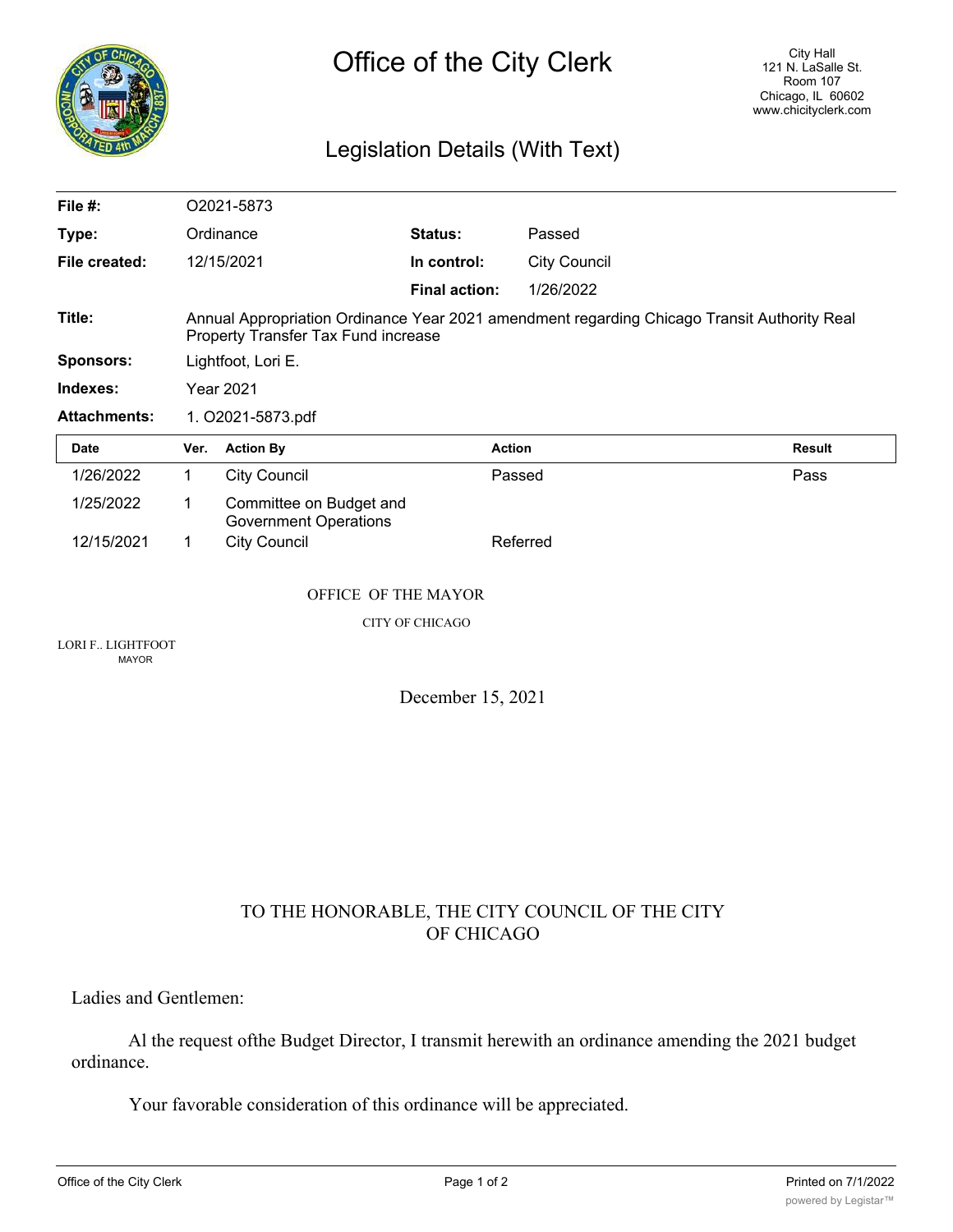# Office of the City Clerk

City Hall
121 N. LaSalle St.
Room 107
Chicago, IL 60602
www.chicityclerk.com

## Legislation Details (With Text)

| | | | |
|---|---|---|---|
| **File #:** | O2021-5873 | | |
| **Type:** | Ordinance | **Status:** | Passed |
| **File created:** | 12/15/2021 | **In control:** | City Council |
| | | **Final action:** | 1/26/2022 |
| **Title:** | Annual Appropriation Ordinance Year 2021 amendment regarding Chicago Transit Authority Real Property Transfer Tax Fund increase | | |
| **Sponsors:** | Lightfoot, Lori E. | | |
| **Indexes:** | Year 2021 | | |
| **Attachments:** | 1. O2021-5873.pdf | | |

| Date | Ver. | Action By | Action | Result |
|---|---|---|---|---|
| 1/26/2022 | 1 | City Council | Passed | Pass |
| 1/25/2022 | 1 | Committee on Budget and Government Operations | | |
| 12/15/2021 | 1 | City Council | Referred | |

OFFICE OF THE MAYOR

CITY OF CHICAGO

LORI F.. LIGHTFOOT
MAYOR

December 15, 2021

TO THE HONORABLE, THE CITY COUNCIL OF THE CITY OF CHICAGO

Ladies and Gentlemen:

Al the request ofthe Budget Director, I transmit herewith an ordinance amending the 2021 budget ordinance.

Your favorable consideration of this ordinance will be appreciated.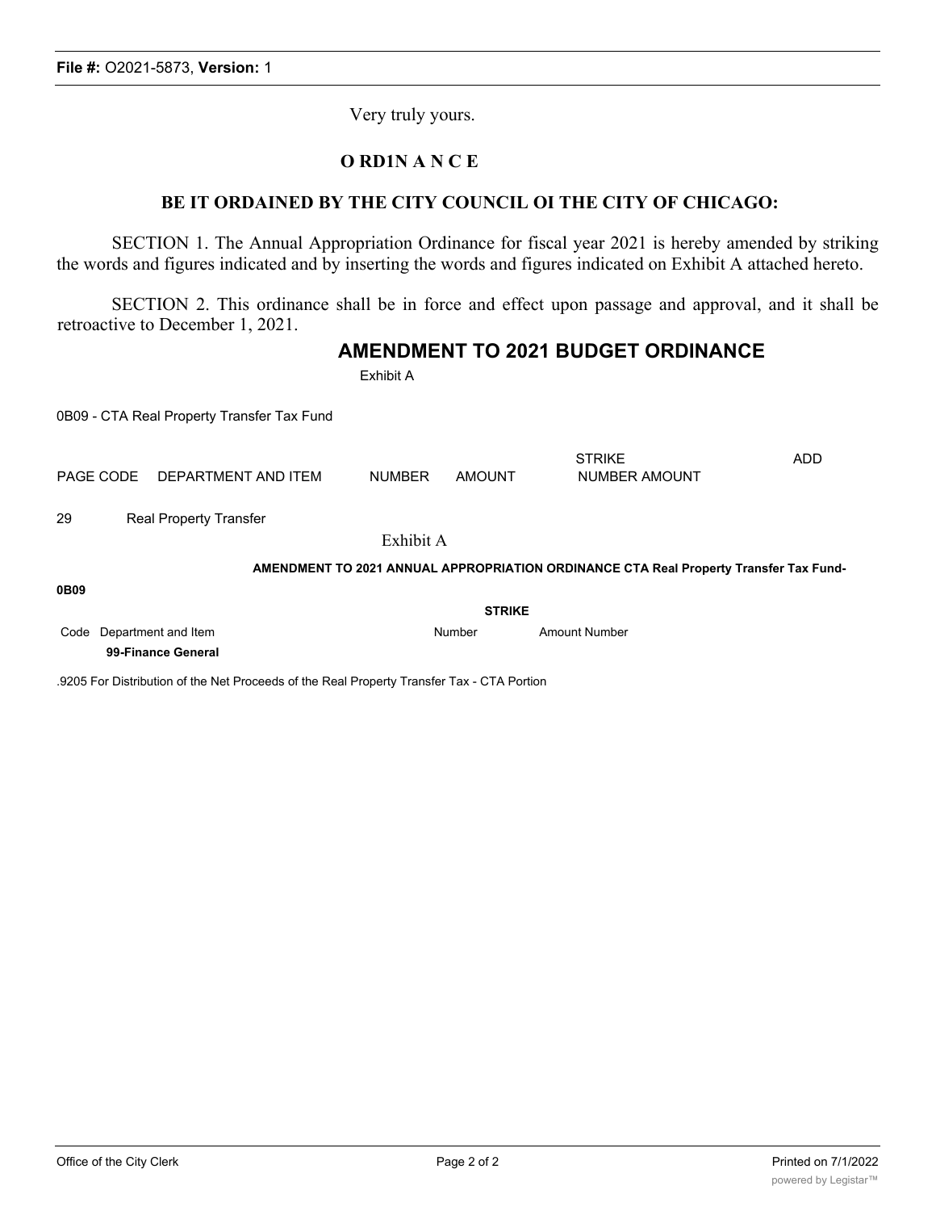Very truly yours.

## O RD1N A N C E

**BE IT ORDAINED BY THE CITY COUNCIL OI THE CITY OF CHICAGO:**

SECTION 1. The Annual Appropriation Ordinance for fiscal year 2021 is hereby amended by striking the words and figures indicated and by inserting the words and figures indicated on Exhibit A attached hereto.

SECTION 2. This ordinance shall be in force and effect upon passage and approval, and it shall be retroactive to December 1, 2021.

## AMENDMENT TO 2021 BUDGET ORDINANCE

Exhibit A

0B09 - CTA Real Property Transfer Tax Fund

| | | STRIKE | | ADD | |
|---|---|---|---|---|---|
| PAGE CODE | DEPARTMENT AND ITEM | NUMBER | AMOUNT | NUMBER | AMOUNT |
| 29 | Real Property Transfer | | | | |

Exhibit A

**AMENDMENT TO 2021 ANNUAL APPROPRIATION ORDINANCE CTA Real Property Transfer Tax Fund-0B09**

| | | STRIKE | |
|---|---|---|---|
| Code | Department and Item | Number | Amount Number |
| | **99-Finance General** | | |

.9205 For Distribution of the Net Proceeds of the Real Property Transfer Tax - CTA Portion